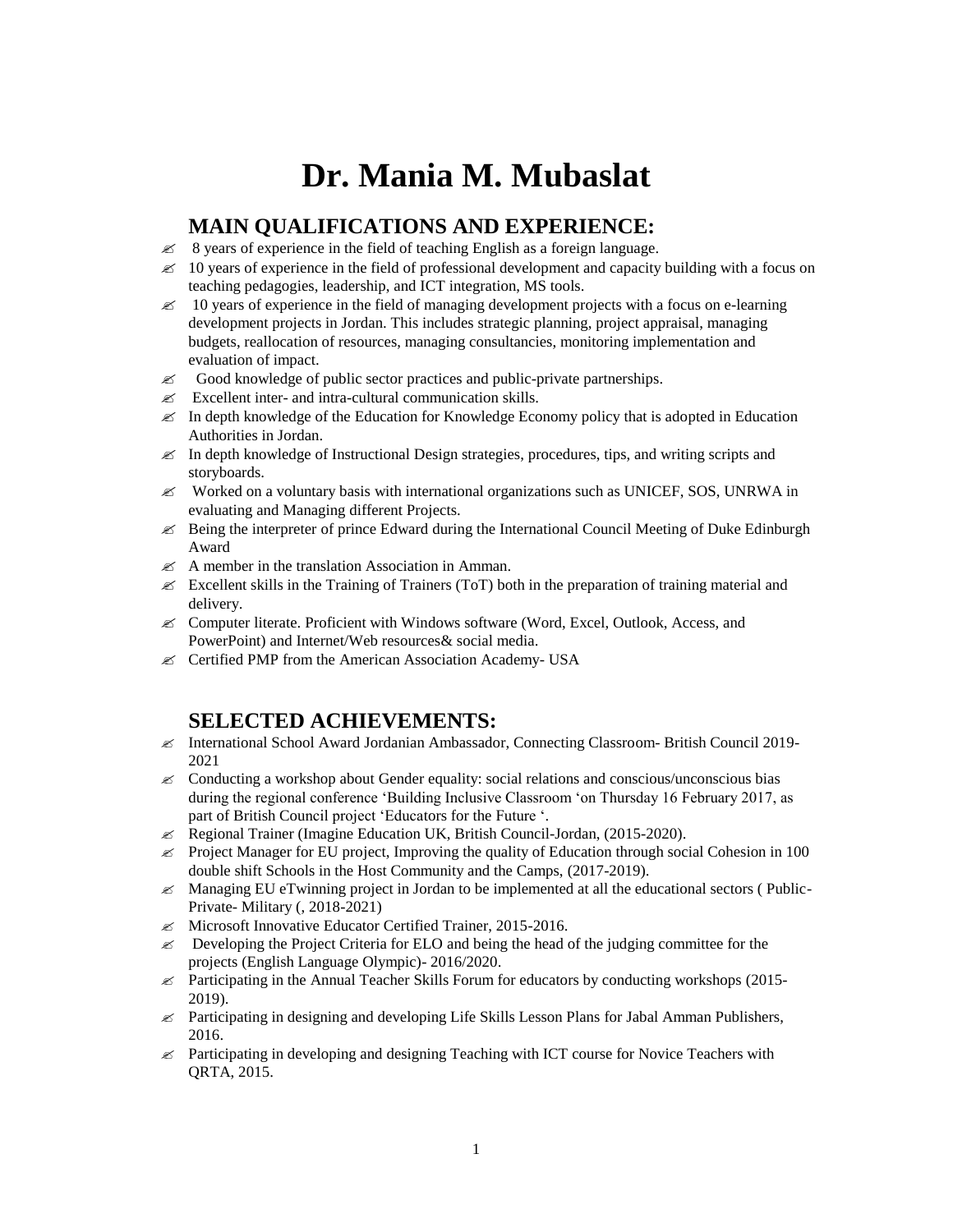# Dr. Mania M. Mubaslat

## MAIN QUALIFICATIONS AND EXPERIENCE:

- 8 years of experience in the field of teaching English as a foreign language.
- 10 years of experience in the field of professional development and capacity building with a focus on teaching pedagogies, leadership, and ICT integration, MS tools.
- 10 years of experience in the field of managing development projects with a focus on e-learning development projects in Jordan. This includes strategic planning, project appraisal, managing budgets, reallocation of resources, managing consultancies, monitoring implementation and evaluation of impact.
- Good knowledge of public sector practices and public-private partnerships.
- Excellent inter- and intra-cultural communication skills.
- In depth knowledge of the Education for Knowledge Economy policy that is adopted in Education Authorities in Jordan.
- In depth knowledge of Instructional Design strategies, procedures, tips, and writing scripts and storyboards.
- Worked on a voluntary basis with international organizations such as UNICEF, SOS, UNRWA in evaluating and Managing different Projects.
- Being the interpreter of prince Edward during the International Council Meeting of Duke Edinburgh Award
- A member in the translation Association in Amman.
- Excellent skills in the Training of Trainers (ToT) both in the preparation of training material and delivery.
- Computer literate. Proficient with Windows software (Word, Excel, Outlook, Access, and PowerPoint) and Internet/Web resources& social media.
- Certified PMP from the American Association Academy- USA

## SELECTED ACHIEVEMENTS:

- International School Award Jordanian Ambassador, Connecting Classroom- British Council 2019-2021
- Conducting a workshop about Gender equality: social relations and conscious/unconscious bias during the regional conference 'Building Inclusive Classroom 'on Thursday 16 February 2017, as part of British Council project 'Educators for the Future '.
- Regional Trainer (Imagine Education UK, British Council-Jordan, (2015-2020).
- Project Manager for EU project, Improving the quality of Education through social Cohesion in 100 double shift Schools in the Host Community and the Camps, (2017-2019).
- Managing EU eTwinning project in Jordan to be implemented at all the educational sectors ( Public-Private- Military (, 2018-2021)
- Microsoft Innovative Educator Certified Trainer, 2015-2016.
- Developing the Project Criteria for ELO and being the head of the judging committee for the projects (English Language Olympic)- 2016/2020.
- Participating in the Annual Teacher Skills Forum for educators by conducting workshops (2015-2019).
- Participating in designing and developing Life Skills Lesson Plans for Jabal Amman Publishers, 2016.
- Participating in developing and designing Teaching with ICT course for Novice Teachers with QRTA, 2015.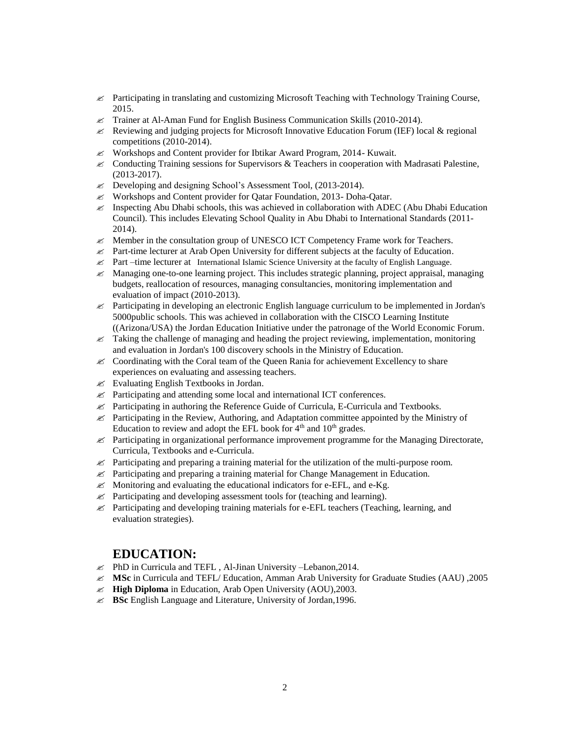- Participating in translating and customizing Microsoft Teaching with Technology Training Course, 2015.
- Trainer at Al-Aman Fund for English Business Communication Skills (2010-2014).
- Reviewing and judging projects for Microsoft Innovative Education Forum (IEF) local & regional competitions (2010-2014).
- Workshops and Content provider for Ibtikar Award Program, 2014- Kuwait.
- Conducting Training sessions for Supervisors & Teachers in cooperation with Madrasati Palestine, (2013-2017).
- Developing and designing School's Assessment Tool, (2013-2014).
- Workshops and Content provider for Qatar Foundation, 2013- Doha-Qatar.
- Inspecting Abu Dhabi schools, this was achieved in collaboration with ADEC (Abu Dhabi Education Council). This includes Elevating School Quality in Abu Dhabi to International Standards (2011-2014).
- Member in the consultation group of UNESCO ICT Competency Frame work for Teachers.
- Part-time lecturer at Arab Open University for different subjects at the faculty of Education.
- Part –time lecturer at International Islamic Science University at the faculty of English Language.
- Managing one-to-one learning project. This includes strategic planning, project appraisal, managing budgets, reallocation of resources, managing consultancies, monitoring implementation and evaluation of impact (2010-2013).
- Participating in developing an electronic English language curriculum to be implemented in Jordan's 5000public schools. This was achieved in collaboration with the CISCO Learning Institute ((Arizona/USA) the Jordan Education Initiative under the patronage of the World Economic Forum.
- Taking the challenge of managing and heading the project reviewing, implementation, monitoring and evaluation in Jordan's 100 discovery schools in the Ministry of Education.
- Coordinating with the Coral team of the Queen Rania for achievement Excellency to share experiences on evaluating and assessing teachers.
- Evaluating English Textbooks in Jordan.
- Participating and attending some local and international ICT conferences.
- Participating in authoring the Reference Guide of Curricula, E-Curricula and Textbooks.
- Participating in the Review, Authoring, and Adaptation committee appointed by the Ministry of Education to review and adopt the EFL book for 4th and 10th grades.
- Participating in organizational performance improvement programme for the Managing Directorate, Curricula, Textbooks and e-Curricula.
- Participating and preparing a training material for the utilization of the multi-purpose room.
- Participating and preparing a training material for Change Management in Education.
- Monitoring and evaluating the educational indicators for e-EFL, and e-Kg.
- Participating and developing assessment tools for (teaching and learning).
- Participating and developing training materials for e-EFL teachers (Teaching, learning, and evaluation strategies).

## EDUCATION:

- PhD in Curricula and TEFL , Al-Jinan University –Lebanon,2014.
- **MSc** in Curricula and TEFL/ Education, Amman Arab University for Graduate Studies (AAU) ,2005
- **High Diploma** in Education, Arab Open University (AOU),2003.
- **BSc** English Language and Literature, University of Jordan,1996.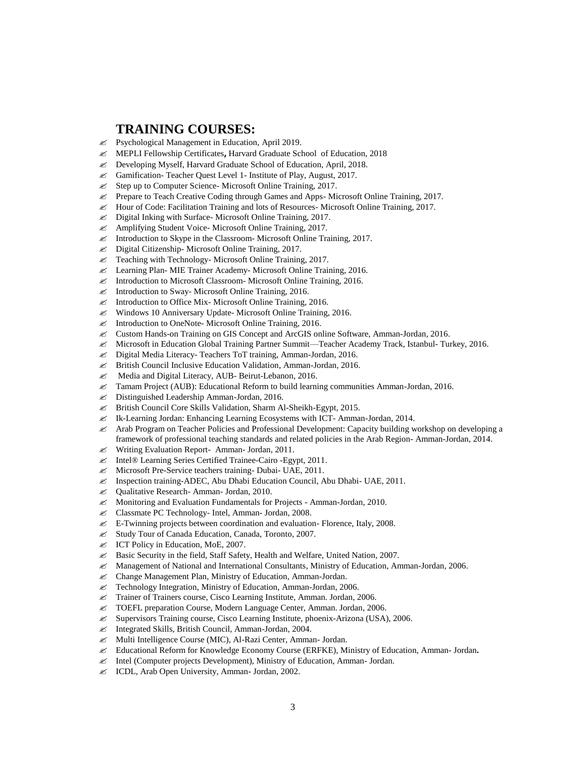## TRAINING COURSES:

- Psychological Management in Education, April 2019.
- MEPLI Fellowship Certificates**,** Harvard Graduate School of Education, 2018
- Developing Myself, Harvard Graduate School of Education, April, 2018.
- Gamification- Teacher Quest Level 1- Institute of Play, August, 2017.
- Step up to Computer Science- Microsoft Online Training, 2017.
- Prepare to Teach Creative Coding through Games and Apps- Microsoft Online Training, 2017.
- Hour of Code: Facilitation Training and lots of Resources- Microsoft Online Training, 2017.
- Digital Inking with Surface- Microsoft Online Training, 2017.
- Amplifying Student Voice- Microsoft Online Training, 2017.
- Introduction to Skype in the Classroom- Microsoft Online Training, 2017.
- Digital Citizenship- Microsoft Online Training, 2017.
- Teaching with Technology- Microsoft Online Training, 2017.
- Learning Plan- MIE Trainer Academy- Microsoft Online Training, 2016.
- Introduction to Microsoft Classroom- Microsoft Online Training, 2016.
- Introduction to Sway- Microsoft Online Training, 2016.
- Introduction to Office Mix- Microsoft Online Training, 2016.
- Windows 10 Anniversary Update- Microsoft Online Training, 2016.
- Introduction to OneNote- Microsoft Online Training, 2016.
- Custom Hands-on Training on GIS Concept and ArcGIS online Software, Amman-Jordan, 2016.
- Microsoft in Education Global Training Partner Summit—Teacher Academy Track, Istanbul- Turkey, 2016.
- Digital Media Literacy- Teachers ToT training, Amman-Jordan, 2016.
- British Council Inclusive Education Validation, Amman-Jordan, 2016.
- Media and Digital Literacy, AUB- Beirut-Lebanon, 2016.
- Tamam Project (AUB): Educational Reform to build learning communities Amman-Jordan, 2016.
- Distinguished Leadership Amman-Jordan, 2016.
- British Council Core Skills Validation, Sharm Al-Sheikh-Egypt, 2015.
- Ik-Learning Jordan: Enhancing Learning Ecosystems with ICT- Amman-Jordan, 2014.
- Arab Program on Teacher Policies and Professional Development: Capacity building workshop on developing a framework of professional teaching standards and related policies in the Arab Region- Amman-Jordan, 2014.
- Writing Evaluation Report- Amman- Jordan, 2011.
- Intel® Learning Series Certified Trainee-Cairo -Egypt, 2011.
- Microsoft Pre-Service teachers training- Dubai- UAE, 2011.
- Inspection training-ADEC, Abu Dhabi Education Council, Abu Dhabi- UAE, 2011.
- Qualitative Research- Amman- Jordan, 2010.
- Monitoring and Evaluation Fundamentals for Projects - Amman-Jordan, 2010.
- Classmate PC Technology- Intel, Amman- Jordan, 2008.
- E-Twinning projects between coordination and evaluation- Florence, Italy, 2008.
- Study Tour of Canada Education, Canada, Toronto, 2007.
- ICT Policy in Education, MoE, 2007.
- Basic Security in the field, Staff Safety, Health and Welfare, United Nation, 2007.
- Management of National and International Consultants, Ministry of Education, Amman-Jordan, 2006.
- Change Management Plan, Ministry of Education, Amman-Jordan.
- Technology Integration, Ministry of Education, Amman-Jordan, 2006.
- Trainer of Trainers course, Cisco Learning Institute, Amman. Jordan, 2006.
- TOEFL preparation Course, Modern Language Center, Amman. Jordan, 2006.
- Supervisors Training course, Cisco Learning Institute, phoenix-Arizona (USA), 2006.
- Integrated Skills, British Council, Amman-Jordan, 2004.
- Multi Intelligence Course (MIC), Al-Razi Center, Amman- Jordan.
- Educational Reform for Knowledge Economy Course (ERFKE), Ministry of Education, Amman- Jordan**.**
- Intel (Computer projects Development), Ministry of Education, Amman- Jordan.
- ICDL, Arab Open University, Amman- Jordan, 2002.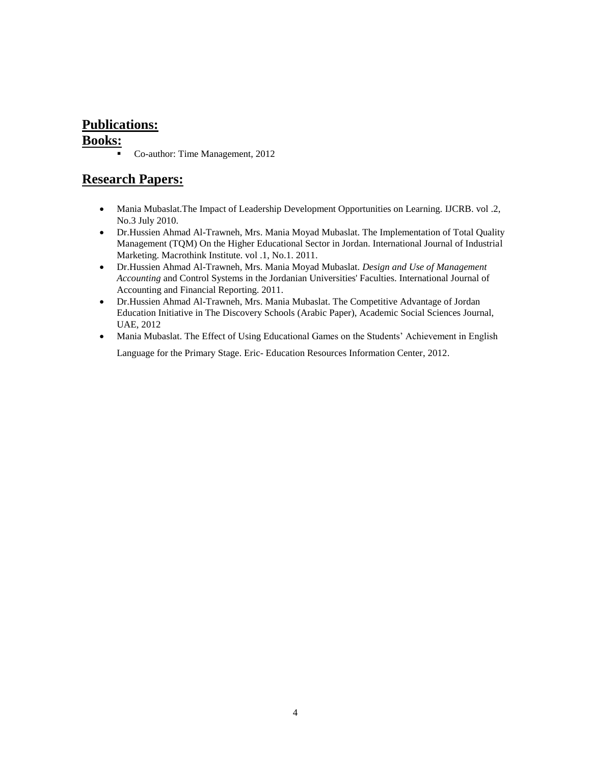## Publications:

### Books:

- Co-author: Time Management, 2012

## Research Papers:

- Mania Mubaslat.The Impact of Leadership Development Opportunities on Learning. IJCRB. vol .2, No.3 July 2010.
- Dr.Hussien Ahmad Al-Trawneh, Mrs. Mania Moyad Mubaslat. The Implementation of Total Quality Management (TQM) On the Higher Educational Sector in Jordan. International Journal of Industrial Marketing. Macrothink Institute. vol .1, No.1. 2011.
- Dr.Hussien Ahmad Al-Trawneh, Mrs. Mania Moyad Mubaslat. *Design and Use of Management Accounting* and Control Systems in the Jordanian Universities' Faculties. International Journal of Accounting and Financial Reporting. 2011.
- Dr.Hussien Ahmad Al-Trawneh, Mrs. Mania Mubaslat. The Competitive Advantage of Jordan Education Initiative in The Discovery Schools (Arabic Paper), Academic Social Sciences Journal, UAE, 2012
- Mania Mubaslat. The Effect of Using Educational Games on the Students' Achievement in English Language for the Primary Stage. Eric- Education Resources Information Center, 2012.